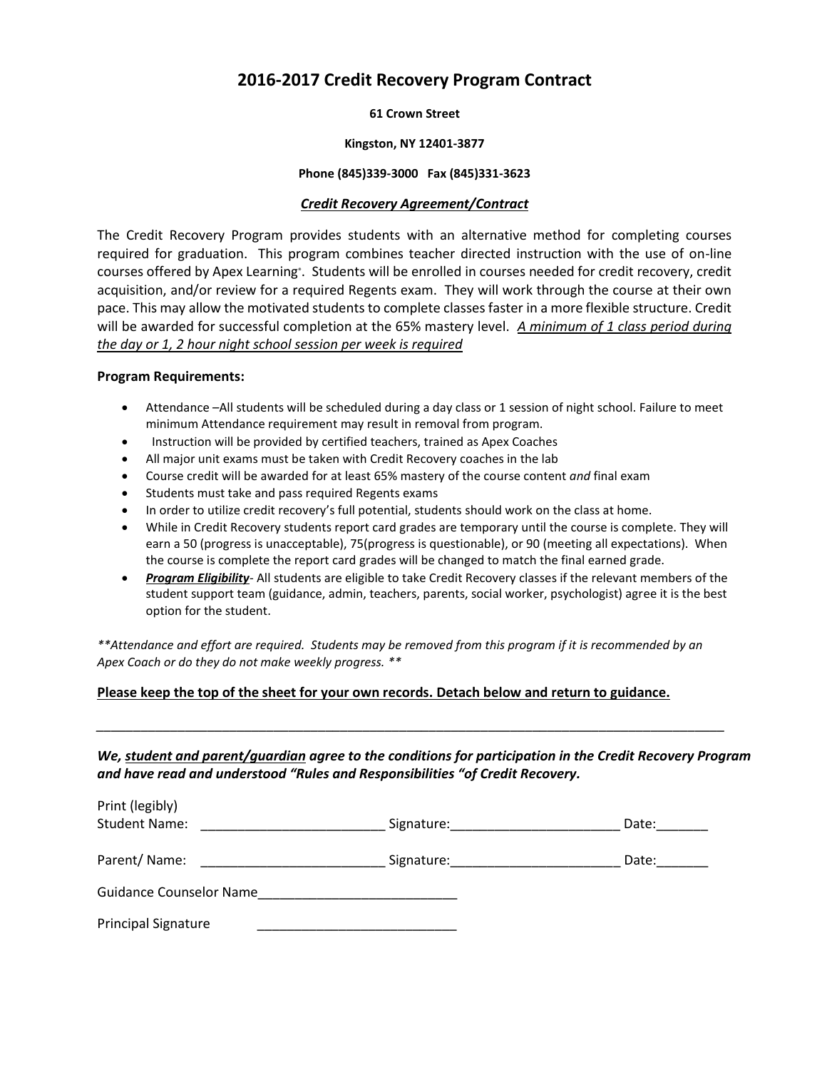# 2016-2017 Credit Recovery Program Contract

**61 Crown Street**

**Kingston, NY 12401-3877**

**Phone (845)339-3000 Fax (845)331-3623**

***Credit Recovery Agreement/Contract***

The Credit Recovery Program provides students with an alternative method for completing courses required for graduation. This program combines teacher directed instruction with the use of on-line courses offered by Apex Learning®. Students will be enrolled in courses needed for credit recovery, credit acquisition, and/or review for a required Regents exam. They will work through the course at their own pace. This may allow the motivated students to complete classes faster in a more flexible structure. Credit will be awarded for successful completion at the 65% mastery level. *A minimum of 1 class period during the day or 1, 2 hour night school session per week is required*

**Program Requirements:**

- Attendance –All students will be scheduled during a day class or 1 session of night school. Failure to meet minimum Attendance requirement may result in removal from program.
- Instruction will be provided by certified teachers, trained as Apex Coaches
- All major unit exams must be taken with Credit Recovery coaches in the lab
- Course credit will be awarded for at least 65% mastery of the course content *and* final exam
- Students must take and pass required Regents exams
- In order to utilize credit recovery's full potential, students should work on the class at home.
- While in Credit Recovery students report card grades are temporary until the course is complete. They will earn a 50 (progress is unacceptable), 75(progress is questionable), or 90 (meeting all expectations). When the course is complete the report card grades will be changed to match the final earned grade.
- ***Program Eligibility***- All students are eligible to take Credit Recovery classes if the relevant members of the student support team (guidance, admin, teachers, parents, social worker, psychologist) agree it is the best option for the student.

*\*\*Attendance and effort are required. Students may be removed from this program if it is recommended by an Apex Coach or do they do not make weekly progress. \*\**

**Please keep the top of the sheet for your own records. Detach below and return to guidance.**

---

***We, student and parent/guardian agree to the conditions for participation in the Credit Recovery Program and have read and understood "Rules and Responsibilities "of Credit Recovery.***

Print (legibly)
Student Name: ________________________ Signature:______________________ Date:_______

Parent/ Name: ________________________ Signature:______________________ Date:_______

Guidance Counselor Name__________________________

Principal Signature __________________________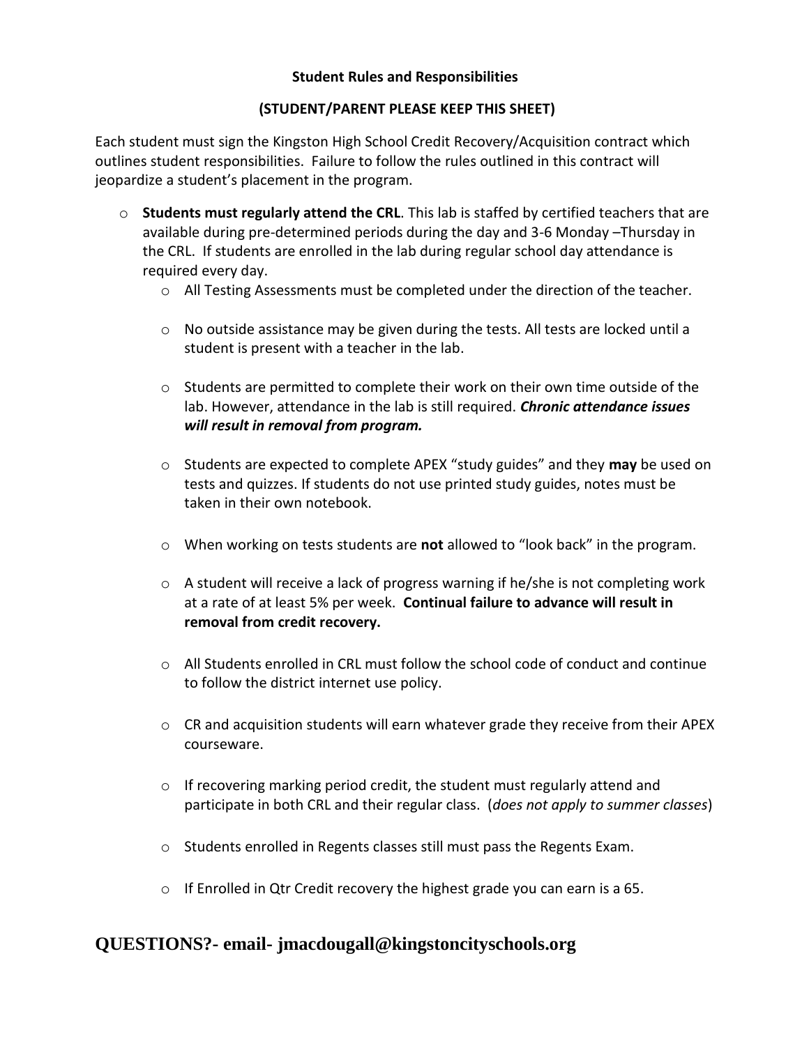**Student Rules and Responsibilities**

**(STUDENT/PARENT PLEASE KEEP THIS SHEET)**

Each student must sign the Kingston High School Credit Recovery/Acquisition contract which outlines student responsibilities. Failure to follow the rules outlined in this contract will jeopardize a student's placement in the program.

- **Students must regularly attend the CRL**. This lab is staffed by certified teachers that are available during pre-determined periods during the day and 3-6 Monday –Thursday in the CRL. If students are enrolled in the lab during regular school day attendance is required every day.
    - All Testing Assessments must be completed under the direction of the teacher.
    - No outside assistance may be given during the tests. All tests are locked until a student is present with a teacher in the lab.
    - Students are permitted to complete their work on their own time outside of the lab. However, attendance in the lab is still required. ***Chronic attendance issues will result in removal from program.***
    - Students are expected to complete APEX "study guides" and they **may** be used on tests and quizzes. If students do not use printed study guides, notes must be taken in their own notebook.
    - When working on tests students are **not** allowed to "look back" in the program.
    - A student will receive a lack of progress warning if he/she is not completing work at a rate of at least 5% per week. **Continual failure to advance will result in removal from credit recovery.**
    - All Students enrolled in CRL must follow the school code of conduct and continue to follow the district internet use policy.
    - CR and acquisition students will earn whatever grade they receive from their APEX courseware.
    - If recovering marking period credit, the student must regularly attend and participate in both CRL and their regular class. (*does not apply to summer classes*)
    - Students enrolled in Regents classes still must pass the Regents Exam.
    - If Enrolled in Qtr Credit recovery the highest grade you can earn is a 65.

## QUESTIONS?- email- jmacdougall@kingstoncityschools.org